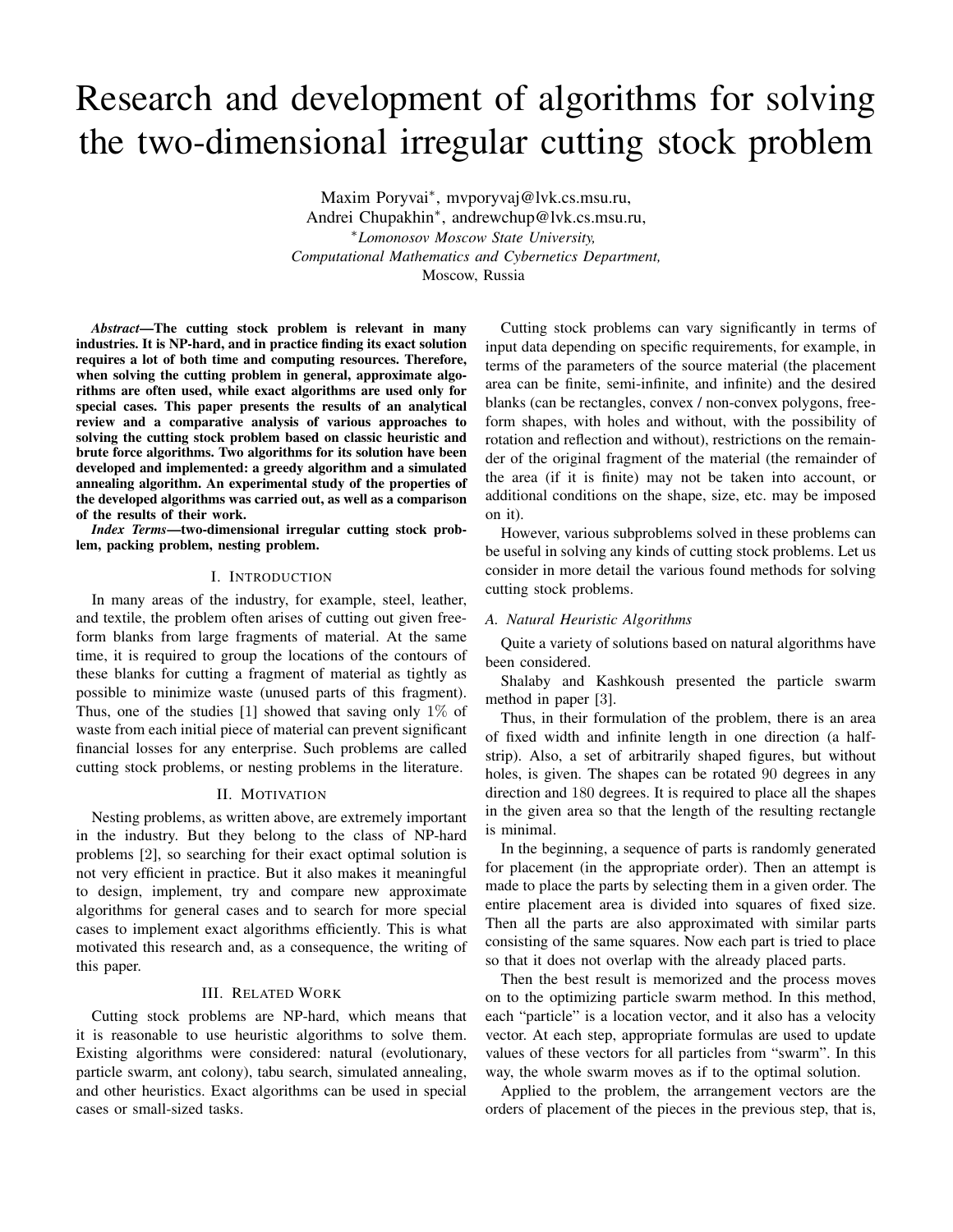# Research and development of algorithms for solving the two-dimensional irregular cutting stock problem

Maxim Poryvai*, mvporyvaj@lvk.cs.msu.ru,
Andrei Chupakhin*, andrewchup@lvk.cs.msu.ru,
*Lomonosov Moscow State University,
Computational Mathematics and Cybernetics Department,
Moscow, Russia

***Abstract*—The cutting stock problem is relevant in many industries. It is NP-hard, and in practice finding its exact solution requires a lot of both time and computing resources. Therefore, when solving the cutting problem in general, approximate algorithms are often used, while exact algorithms are used only for special cases. This paper presents the results of an analytical review and a comparative analysis of various approaches to solving the cutting stock problem based on classic heuristic and brute force algorithms. Two algorithms for its solution have been developed and implemented: a greedy algorithm and a simulated annealing algorithm. An experimental study of the properties of the developed algorithms was carried out, as well as a comparison of the results of their work.**

***Index Terms*—two-dimensional irregular cutting stock problem, packing problem, nesting problem.**

## I. Introduction

In many areas of the industry, for example, steel, leather, and textile, the problem often arises of cutting out given free-form blanks from large fragments of material. At the same time, it is required to group the locations of the contours of these blanks for cutting a fragment of material as tightly as possible to minimize waste (unused parts of this fragment). Thus, one of the studies [1] showed that saving only $1\%$ of waste from each initial piece of material can prevent significant financial losses for any enterprise. Such problems are called cutting stock problems, or nesting problems in the literature.

## II. Motivation

Nesting problems, as written above, are extremely important in the industry. But they belong to the class of NP-hard problems [2], so searching for their exact optimal solution is not very efficient in practice. But it also makes it meaningful to design, implement, try and compare new approximate algorithms for general cases and to search for more special cases to implement exact algorithms efficiently. This is what motivated this research and, as a consequence, the writing of this paper.

## III. Related Work

Cutting stock problems are NP-hard, which means that it is reasonable to use heuristic algorithms to solve them. Existing algorithms were considered: natural (evolutionary, particle swarm, ant colony), tabu search, simulated annealing, and other heuristics. Exact algorithms can be used in special cases or small-sized tasks.

Cutting stock problems can vary significantly in terms of input data depending on specific requirements, for example, in terms of the parameters of the source material (the placement area can be finite, semi-infinite, and infinite) and the desired blanks (can be rectangles, convex / non-convex polygons, free-form shapes, with holes and without, with the possibility of rotation and reflection and without), restrictions on the remainder of the original fragment of the material (the remainder of the area (if it is finite) may not be taken into account, or additional conditions on the shape, size, etc. may be imposed on it).

However, various subproblems solved in these problems can be useful in solving any kinds of cutting stock problems. Let us consider in more detail the various found methods for solving cutting stock problems.

### A. Natural Heuristic Algorithms

Quite a variety of solutions based on natural algorithms have been considered.

Shalaby and Kashkoush presented the particle swarm method in paper [3].

Thus, in their formulation of the problem, there is an area of fixed width and infinite length in one direction (a half-strip). Also, a set of arbitrarily shaped figures, but without holes, is given. The shapes can be rotated $90$ degrees in any direction and $180$ degrees. It is required to place all the shapes in the given area so that the length of the resulting rectangle is minimal.

In the beginning, a sequence of parts is randomly generated for placement (in the appropriate order). Then an attempt is made to place the parts by selecting them in a given order. The entire placement area is divided into squares of fixed size. Then all the parts are also approximated with similar parts consisting of the same squares. Now each part is tried to place so that it does not overlap with the already placed parts.

Then the best result is memorized and the process moves on to the optimizing particle swarm method. In this method, each "particle" is a location vector, and it also has a velocity vector. At each step, appropriate formulas are used to update values of these vectors for all particles from "swarm". In this way, the whole swarm moves as if to the optimal solution.

Applied to the problem, the arrangement vectors are the orders of placement of the pieces in the previous step, that is,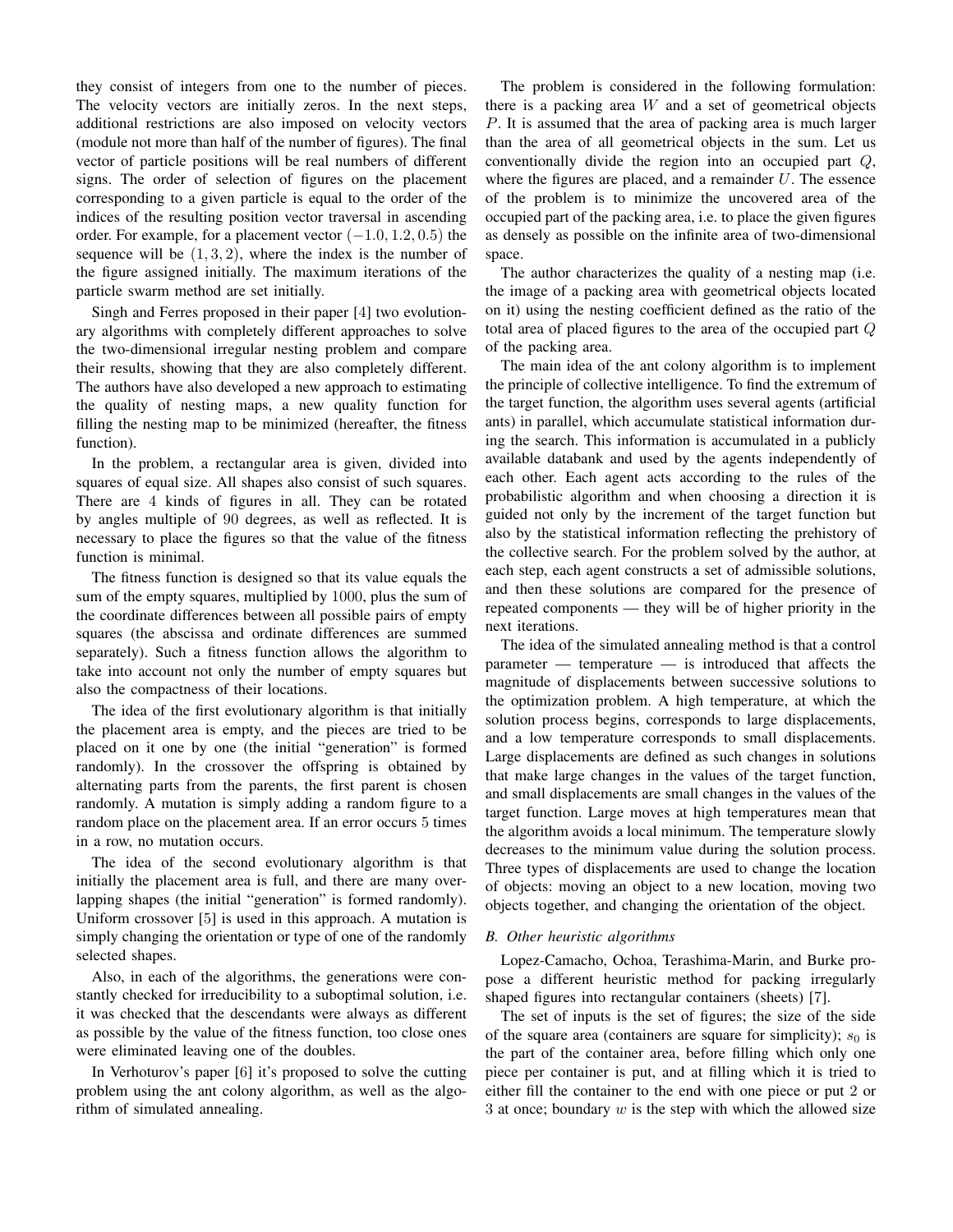they consist of integers from one to the number of pieces. The velocity vectors are initially zeros. In the next steps, additional restrictions are also imposed on velocity vectors (module not more than half of the number of figures). The final vector of particle positions will be real numbers of different signs. The order of selection of figures on the placement corresponding to a given particle is equal to the order of the indices of the resulting position vector traversal in ascending order. For example, for a placement vector $(-1.0, 1.2, 0.5)$ the sequence will be $(1, 3, 2)$, where the index is the number of the figure assigned initially. The maximum iterations of the particle swarm method are set initially.

Singh and Ferres proposed in their paper [4] two evolutionary algorithms with completely different approaches to solve the two-dimensional irregular nesting problem and compare their results, showing that they are also completely different. The authors have also developed a new approach to estimating the quality of nesting maps, a new quality function for filling the nesting map to be minimized (hereafter, the fitness function).

In the problem, a rectangular area is given, divided into squares of equal size. All shapes also consist of such squares. There are $4$ kinds of figures in all. They can be rotated by angles multiple of $90$ degrees, as well as reflected. It is necessary to place the figures so that the value of the fitness function is minimal.

The fitness function is designed so that its value equals the sum of the empty squares, multiplied by $1000$, plus the sum of the coordinate differences between all possible pairs of empty squares (the abscissa and ordinate differences are summed separately). Such a fitness function allows the algorithm to take into account not only the number of empty squares but also the compactness of their locations.

The idea of the first evolutionary algorithm is that initially the placement area is empty, and the pieces are tried to be placed on it one by one (the initial "generation" is formed randomly). In the crossover the offspring is obtained by alternating parts from the parents, the first parent is chosen randomly. A mutation is simply adding a random figure to a random place on the placement area. If an error occurs $5$ times in a row, no mutation occurs.

The idea of the second evolutionary algorithm is that initially the placement area is full, and there are many overlapping shapes (the initial "generation" is formed randomly). Uniform crossover [5] is used in this approach. A mutation is simply changing the orientation or type of one of the randomly selected shapes.

Also, in each of the algorithms, the generations were constantly checked for irreducibility to a suboptimal solution, i.e. it was checked that the descendants were always as different as possible by the value of the fitness function, too close ones were eliminated leaving one of the doubles.

In Verhoturov's paper [6] it's proposed to solve the cutting problem using the ant colony algorithm, as well as the algorithm of simulated annealing.

The problem is considered in the following formulation: there is a packing area $W$ and a set of geometrical objects $P$. It is assumed that the area of packing area is much larger than the area of all geometrical objects in the sum. Let us conventionally divide the region into an occupied part $Q$, where the figures are placed, and a remainder $U$. The essence of the problem is to minimize the uncovered area of the occupied part of the packing area, i.e. to place the given figures as densely as possible on the infinite area of two-dimensional space.

The author characterizes the quality of a nesting map (i.e. the image of a packing area with geometrical objects located on it) using the nesting coefficient defined as the ratio of the total area of placed figures to the area of the occupied part $Q$ of the packing area.

The main idea of the ant colony algorithm is to implement the principle of collective intelligence. To find the extremum of the target function, the algorithm uses several agents (artificial ants) in parallel, which accumulate statistical information during the search. This information is accumulated in a publicly available databank and used by the agents independently of each other. Each agent acts according to the rules of the probabilistic algorithm and when choosing a direction it is guided not only by the increment of the target function but also by the statistical information reflecting the prehistory of the collective search. For the problem solved by the author, at each step, each agent constructs a set of admissible solutions, and then these solutions are compared for the presence of repeated components — they will be of higher priority in the next iterations.

The idea of the simulated annealing method is that a control parameter — temperature — is introduced that affects the magnitude of displacements between successive solutions to the optimization problem. A high temperature, at which the solution process begins, corresponds to large displacements, and a low temperature corresponds to small displacements. Large displacements are defined as such changes in solutions that make large changes in the values of the target function, and small displacements are small changes in the values of the target function. Large moves at high temperatures mean that the algorithm avoids a local minimum. The temperature slowly decreases to the minimum value during the solution process. Three types of displacements are used to change the location of objects: moving an object to a new location, moving two objects together, and changing the orientation of the object.

### *B. Other heuristic algorithms*

Lopez-Camacho, Ochoa, Terashima-Marin, and Burke propose a different heuristic method for packing irregularly shaped figures into rectangular containers (sheets) [7].

The set of inputs is the set of figures; the size of the side of the square area (containers are square for simplicity); $s_0$ is the part of the container area, before filling which only one piece per container is put, and at filling which it is tried to either fill the container to the end with one piece or put 2 or 3 at once; boundary $w$ is the step with which the allowed size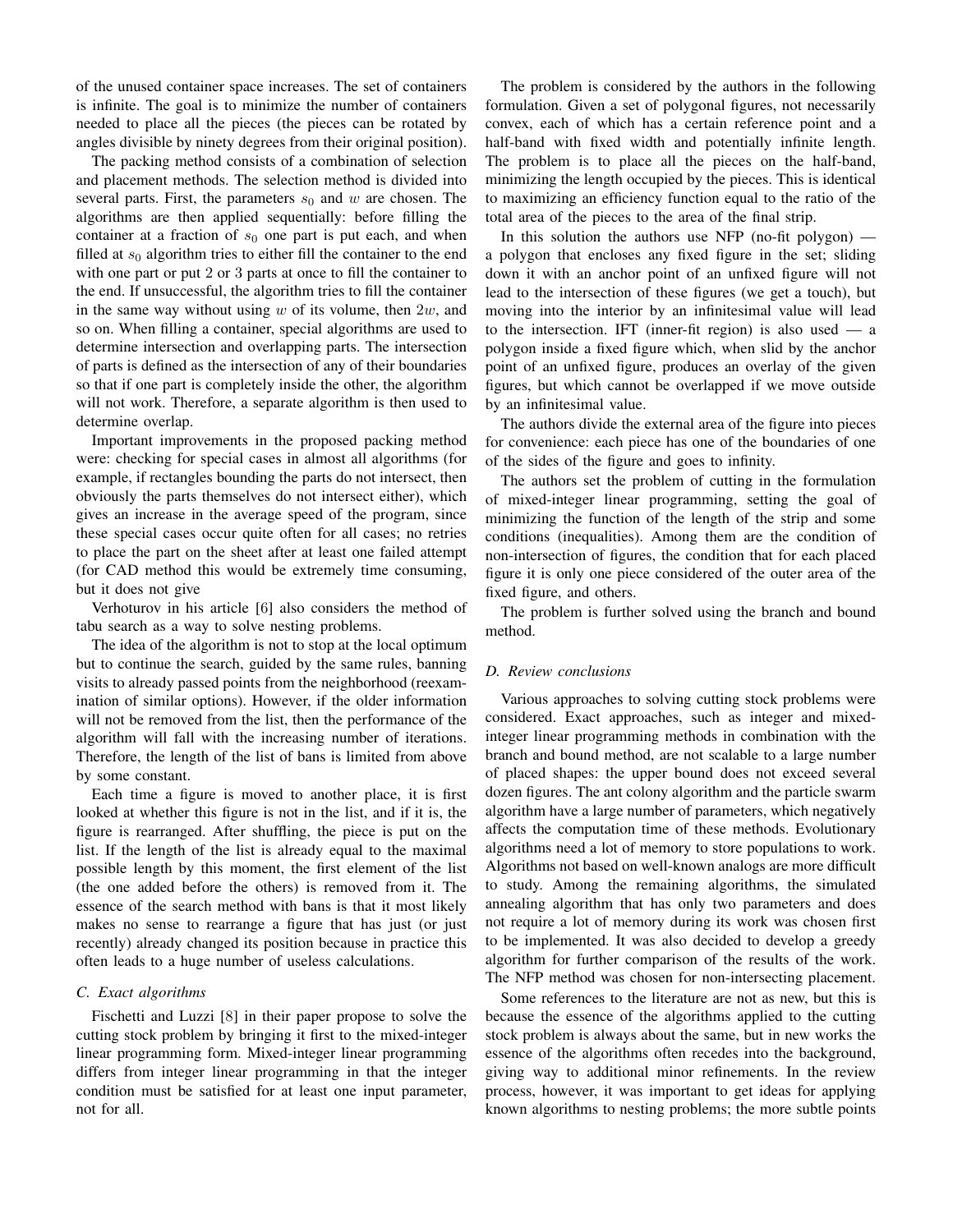of the unused container space increases. The set of containers is infinite. The goal is to minimize the number of containers needed to place all the pieces (the pieces can be rotated by angles divisible by ninety degrees from their original position).

The packing method consists of a combination of selection and placement methods. The selection method is divided into several parts. First, the parameters $s_0$ and $w$ are chosen. The algorithms are then applied sequentially: before filling the container at a fraction of $s_0$ one part is put each, and when filled at $s_0$ algorithm tries to either fill the container to the end with one part or put 2 or 3 parts at once to fill the container to the end. If unsuccessful, the algorithm tries to fill the container in the same way without using $w$ of its volume, then $2w$, and so on. When filling a container, special algorithms are used to determine intersection and overlapping parts. The intersection of parts is defined as the intersection of any of their boundaries so that if one part is completely inside the other, the algorithm will not work. Therefore, a separate algorithm is then used to determine overlap.

Important improvements in the proposed packing method were: checking for special cases in almost all algorithms (for example, if rectangles bounding the parts do not intersect, then obviously the parts themselves do not intersect either), which gives an increase in the average speed of the program, since these special cases occur quite often for all cases; no retries to place the part on the sheet after at least one failed attempt (for CAD method this would be extremely time consuming, but it does not give

Verhoturov in his article [6] also considers the method of tabu search as a way to solve nesting problems.

The idea of the algorithm is not to stop at the local optimum but to continue the search, guided by the same rules, banning visits to already passed points from the neighborhood (reexamination of similar options). However, if the older information will not be removed from the list, then the performance of the algorithm will fall with the increasing number of iterations. Therefore, the length of the list of bans is limited from above by some constant.

Each time a figure is moved to another place, it is first looked at whether this figure is not in the list, and if it is, the figure is rearranged. After shuffling, the piece is put on the list. If the length of the list is already equal to the maximal possible length by this moment, the first element of the list (the one added before the others) is removed from it. The essence of the search method with bans is that it most likely makes no sense to rearrange a figure that has just (or just recently) already changed its position because in practice this often leads to a huge number of useless calculations.

### C. Exact algorithms

Fischetti and Luzzi [8] in their paper propose to solve the cutting stock problem by bringing it first to the mixed-integer linear programming form. Mixed-integer linear programming differs from integer linear programming in that the integer condition must be satisfied for at least one input parameter, not for all.

The problem is considered by the authors in the following formulation. Given a set of polygonal figures, not necessarily convex, each of which has a certain reference point and a half-band with fixed width and potentially infinite length. The problem is to place all the pieces on the half-band, minimizing the length occupied by the pieces. This is identical to maximizing an efficiency function equal to the ratio of the total area of the pieces to the area of the final strip.

In this solution the authors use NFP (no-fit polygon) — a polygon that encloses any fixed figure in the set; sliding down it with an anchor point of an unfixed figure will not lead to the intersection of these figures (we get a touch), but moving into the interior by an infinitesimal value will lead to the intersection. IFT (inner-fit region) is also used — a polygon inside a fixed figure which, when slid by the anchor point of an unfixed figure, produces an overlay of the given figures, but which cannot be overlapped if we move outside by an infinitesimal value.

The authors divide the external area of the figure into pieces for convenience: each piece has one of the boundaries of one of the sides of the figure and goes to infinity.

The authors set the problem of cutting in the formulation of mixed-integer linear programming, setting the goal of minimizing the function of the length of the strip and some conditions (inequalities). Among them are the condition of non-intersection of figures, the condition that for each placed figure it is only one piece considered of the outer area of the fixed figure, and others.

The problem is further solved using the branch and bound method.

### D. Review conclusions

Various approaches to solving cutting stock problems were considered. Exact approaches, such as integer and mixed-integer linear programming methods in combination with the branch and bound method, are not scalable to a large number of placed shapes: the upper bound does not exceed several dozen figures. The ant colony algorithm and the particle swarm algorithm have a large number of parameters, which negatively affects the computation time of these methods. Evolutionary algorithms need a lot of memory to store populations to work. Algorithms not based on well-known analogs are more difficult to study. Among the remaining algorithms, the simulated annealing algorithm that has only two parameters and does not require a lot of memory during its work was chosen first to be implemented. It was also decided to develop a greedy algorithm for further comparison of the results of the work. The NFP method was chosen for non-intersecting placement.

Some references to the literature are not as new, but this is because the essence of the algorithms applied to the cutting stock problem is always about the same, but in new works the essence of the algorithms often recedes into the background, giving way to additional minor refinements. In the review process, however, it was important to get ideas for applying known algorithms to nesting problems; the more subtle points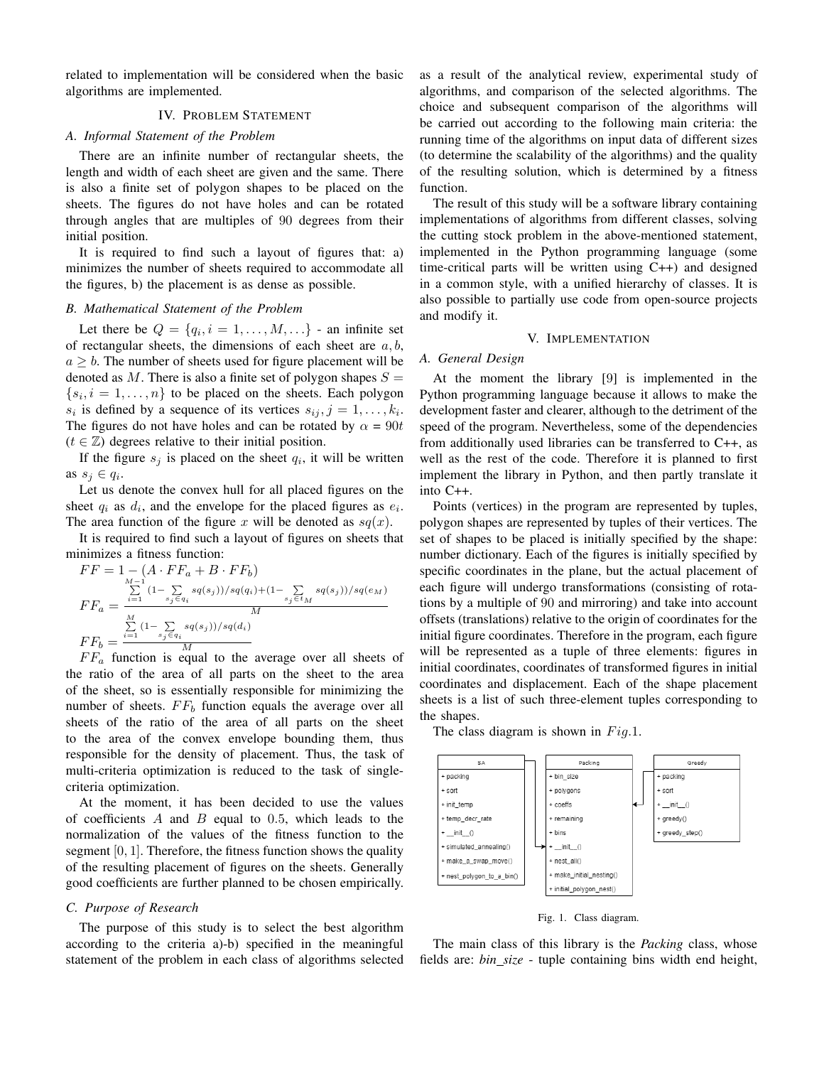related to implementation will be considered when the basic algorithms are implemented.

## IV. Problem Statement

### A. Informal Statement of the Problem

There are an infinite number of rectangular sheets, the length and width of each sheet are given and the same. There is also a finite set of polygon shapes to be placed on the sheets. The figures do not have holes and can be rotated through angles that are multiples of 90 degrees from their initial position.

It is required to find such a layout of figures that: a) minimizes the number of sheets required to accommodate all the figures, b) the placement is as dense as possible.

### B. Mathematical Statement of the Problem

Let there be $Q = \{q_i, i = 1, \dots, M, \dots\}$ - an infinite set of rectangular sheets, the dimensions of each sheet are $a, b$, $a \geq b$. The number of sheets used for figure placement will be denoted as $M$. There is also a finite set of polygon shapes $S = \{s_i, i = 1, \dots, n\}$ to be placed on the sheets. Each polygon $s_i$ is defined by a sequence of its vertices $s_{ij}, j = 1, \dots, k_i$. The figures do not have holes and can be rotated by $\alpha = 90t$ ($t \in \mathbb{Z}$) degrees relative to their initial position.

If the figure $s_j$ is placed on the sheet $q_i$, it will be written as $s_j \in q_i$.

Let us denote the convex hull for all placed figures on the sheet $q_i$ as $d_i$, and the envelope for the placed figures as $e_i$. The area function of the figure $x$ will be denoted as $sq(x)$.

It is required to find such a layout of figures on sheets that minimizes a fitness function:

$$FF = 1 - (A \cdot FF_a + B \cdot FF_b)$$

$$FF_a = \frac{\sum_{i=1}^{M-1} (1 - \sum_{s_j \in q_i} sq(s_j))/sq(q_i) + (1 - \sum_{s_j \in t_M} sq(s_j))/sq(e_M)}{M}$$

$$FF_b = \frac{\sum_{i=1}^{M} (1 - \sum_{s_j \in q_i} sq(s_j))/sq(d_i)}{M}$$

$FF_a$ function is equal to the average over all sheets of the ratio of the area of all parts on the sheet to the area of the sheet, so is essentially responsible for minimizing the number of sheets. $FF_b$ function equals the average over all sheets of the ratio of the area of all parts on the sheet to the area of the convex envelope bounding them, thus responsible for the density of placement. Thus, the task of multi-criteria optimization is reduced to the task of single-criteria optimization.

At the moment, it has been decided to use the values of coefficients $A$ and $B$ equal to 0.5, which leads to the normalization of the values of the fitness function to the segment $[0, 1]$. Therefore, the fitness function shows the quality of the resulting placement of figures on the sheets. Generally good coefficients are further planned to be chosen empirically.

### C. Purpose of Research

The purpose of this study is to select the best algorithm according to the criteria a)-b) specified in the meaningful statement of the problem in each class of algorithms selected as a result of the analytical review, experimental study of algorithms, and comparison of the selected algorithms. The choice and subsequent comparison of the algorithms will be carried out according to the following main criteria: the running time of the algorithms on input data of different sizes (to determine the scalability of the algorithms) and the quality of the resulting solution, which is determined by a fitness function.

The result of this study will be a software library containing implementations of algorithms from different classes, solving the cutting stock problem in the above-mentioned statement, implemented in the Python programming language (some time-critical parts will be written using C++) and designed in a common style, with a unified hierarchy of classes. It is also possible to partially use code from open-source projects and modify it.

## V. Implementation

### A. General Design

At the moment the library [9] is implemented in the Python programming language because it allows to make the development faster and clearer, although to the detriment of the speed of the program. Nevertheless, some of the dependencies from additionally used libraries can be transferred to C++, as well as the rest of the code. Therefore it is planned to first implement the library in Python, and then partly translate it into C++.

Points (vertices) in the program are represented by tuples, polygon shapes are represented by tuples of their vertices. The set of shapes to be placed is initially specified by the shape: number dictionary. Each of the figures is initially specified by specific coordinates in the plane, but the actual placement of each figure will undergo transformations (consisting of rotations by a multiple of 90 and mirroring) and take into account offsets (translations) relative to the origin of coordinates for the initial figure coordinates. Therefore in the program, each figure will be represented as a tuple of three elements: figures in initial coordinates, coordinates of transformed figures in initial coordinates and displacement. Each of the shape placement sheets is a list of such three-element tuples corresponding to the shapes.

The class diagram is shown in $Fig.1$.

Fig. 1. Class diagram.

The main class of this library is the *Packing* class, whose fields are: *bin_size* - tuple containing bins width end height,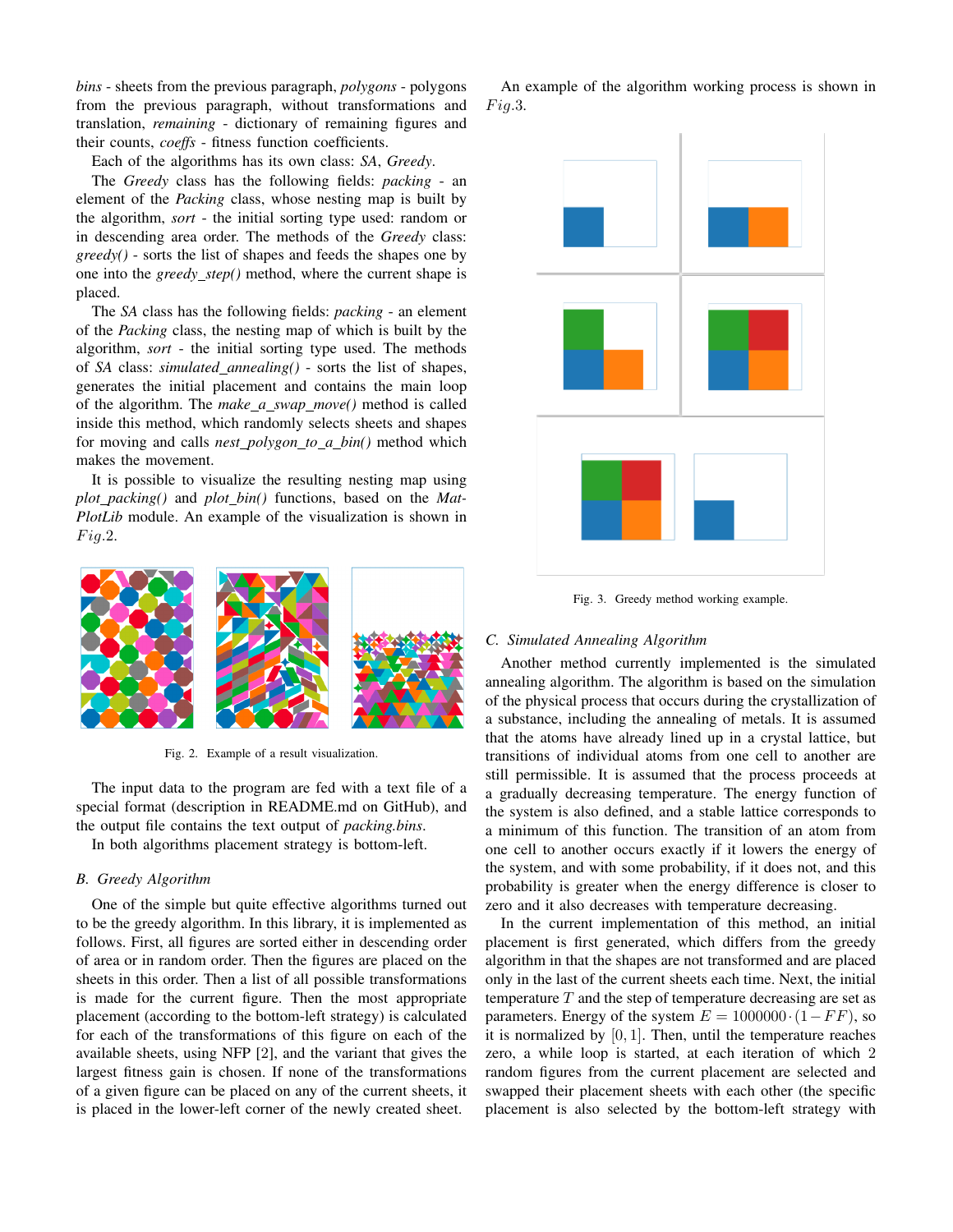*bins* - sheets from the previous paragraph, *polygons* - polygons from the previous paragraph, without transformations and translation, *remaining* - dictionary of remaining figures and their counts, *coeffs* - fitness function coefficients.

Each of the algorithms has its own class: *SA*, *Greedy*.

The *Greedy* class has the following fields: *packing* - an element of the *Packing* class, whose nesting map is built by the algorithm, *sort* - the initial sorting type used: random or in descending area order. The methods of the *Greedy* class: *greedy()* - sorts the list of shapes and feeds the shapes one by one into the *greedy_step()* method, where the current shape is placed.

The *SA* class has the following fields: *packing* - an element of the *Packing* class, the nesting map of which is built by the algorithm, *sort* - the initial sorting type used. The methods of *SA* class: *simulated_annealing()* - sorts the list of shapes, generates the initial placement and contains the main loop of the algorithm. The *make_a_swap_move()* method is called inside this method, which randomly selects sheets and shapes for moving and calls *nest_polygon_to_a_bin()* method which makes the movement.

It is possible to visualize the resulting nesting map using *plot_packing()* and *plot_bin()* functions, based on the *MatPlotLib* module. An example of the visualization is shown in $Fig.2$.

Fig. 2. Example of a result visualization.

The input data to the program are fed with a text file of a special format (description in README.md on GitHub), and the output file contains the text output of *packing.bins*.

In both algorithms placement strategy is bottom-left.

### B. Greedy Algorithm

One of the simple but quite effective algorithms turned out to be the greedy algorithm. In this library, it is implemented as follows. First, all figures are sorted either in descending order of area or in random order. Then the figures are placed on the sheets in this order. Then a list of all possible transformations is made for the current figure. Then the most appropriate placement (according to the bottom-left strategy) is calculated for each of the transformations of this figure on each of the available sheets, using NFP [2], and the variant that gives the largest fitness gain is chosen. If none of the transformations of a given figure can be placed on any of the current sheets, it is placed in the lower-left corner of the newly created sheet.

An example of the algorithm working process is shown in $Fig.3$.

Fig. 3. Greedy method working example.

### C. Simulated Annealing Algorithm

Another method currently implemented is the simulated annealing algorithm. The algorithm is based on the simulation of the physical process that occurs during the crystallization of a substance, including the annealing of metals. It is assumed that the atoms have already lined up in a crystal lattice, but transitions of individual atoms from one cell to another are still permissible. It is assumed that the process proceeds at a gradually decreasing temperature. The energy function of the system is also defined, and a stable lattice corresponds to a minimum of this function. The transition of an atom from one cell to another occurs exactly if it lowers the energy of the system, and with some probability, if it does not, and this probability is greater when the energy difference is closer to zero and it also decreases with temperature decreasing.

In the current implementation of this method, an initial placement is first generated, which differs from the greedy algorithm in that the shapes are not transformed and are placed only in the last of the current sheets each time. Next, the initial temperature $T$ and the step of temperature decreasing are set as parameters. Energy of the system $E = 1000000 \cdot (1 - FF)$, so it is normalized by $[0, 1]$. Then, until the temperature reaches zero, a while loop is started, at each iteration of which 2 random figures from the current placement are selected and swapped their placement sheets with each other (the specific placement is also selected by the bottom-left strategy with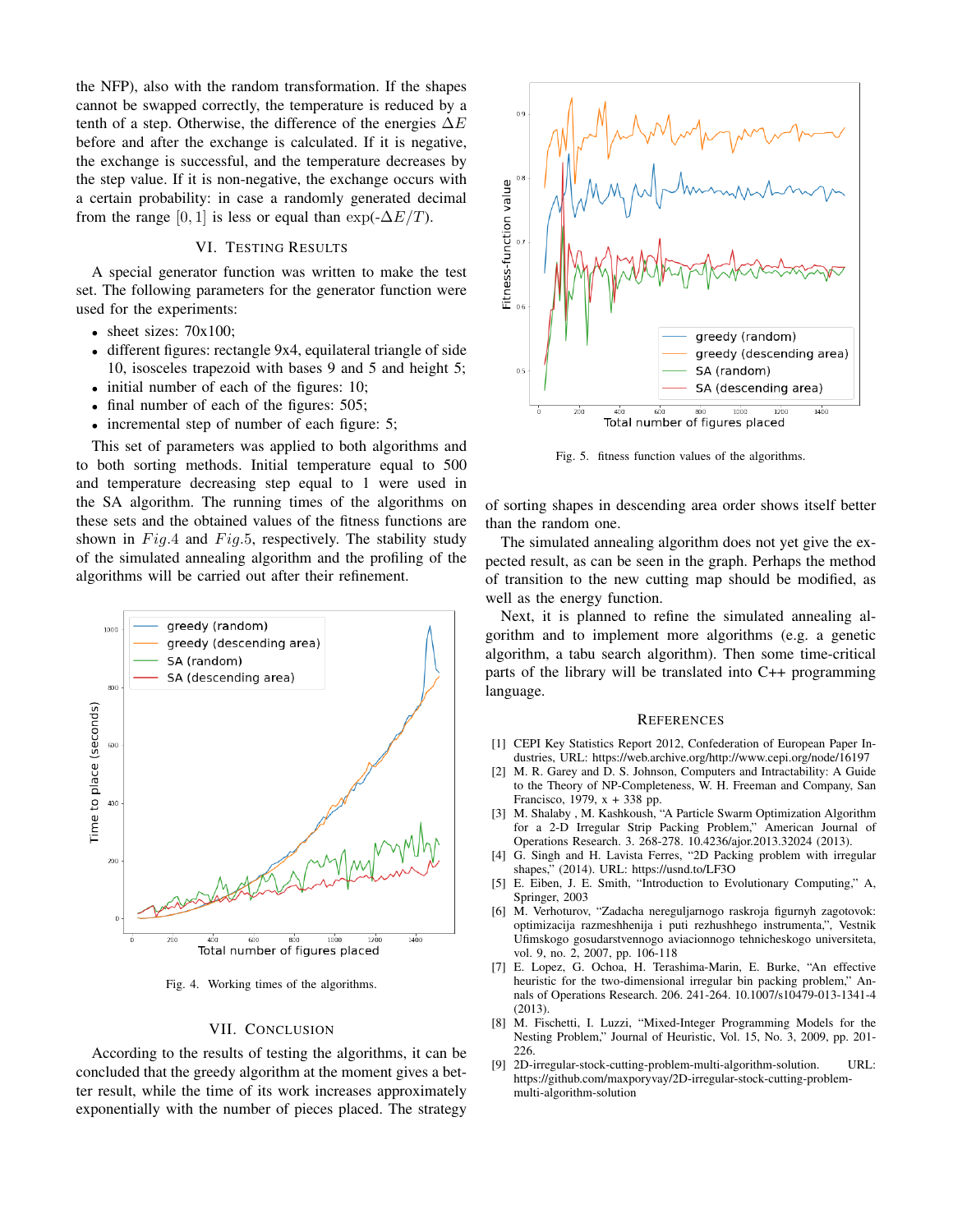the NFP), also with the random transformation. If the shapes cannot be swapped correctly, the temperature is reduced by a tenth of a step. Otherwise, the difference of the energies $\Delta E$ before and after the exchange is calculated. If it is negative, the exchange is successful, and the temperature decreases by the step value. If it is non-negative, the exchange occurs with a certain probability: in case a randomly generated decimal from the range $[0, 1]$ is less or equal than $\exp(-\Delta E/T)$.

## VI. Testing Results

A special generator function was written to make the test set. The following parameters for the generator function were used for the experiments:

- sheet sizes: 70x100;
- different figures: rectangle 9x4, equilateral triangle of side 10, isosceles trapezoid with bases 9 and 5 and height 5;
- initial number of each of the figures: 10;
- final number of each of the figures: 505;
- incremental step of number of each figure: 5;

This set of parameters was applied to both algorithms and to both sorting methods. Initial temperature equal to 500 and temperature decreasing step equal to 1 were used in the SA algorithm. The running times of the algorithms on these sets and the obtained values of the fitness functions are shown in $Fig.4$ and $Fig.5$, respectively. The stability study of the simulated annealing algorithm and the profiling of the algorithms will be carried out after their refinement.

Time to place (seconds)
0
200
400
600
800
1000
0
200
400
600
800
1000
1200
1400
Total number of figures placed
greedy (random)
greedy (descending area)
SA (random)
SA (descending area)

Fig. 4. Working times of the algorithms.

Fitness-function value
0.5
0.6
0.7
0.8
0.9
0
200
400
600
800
1000
1200
1400
Total number of figures placed
greedy (random)
greedy (descending area)
SA (random)
SA (descending area)

Fig. 5. fitness function values of the algorithms.

## VII. Conclusion

According to the results of testing the algorithms, it can be concluded that the greedy algorithm at the moment gives a better result, while the time of its work increases approximately exponentially with the number of pieces placed. The strategy of sorting shapes in descending area order shows itself better than the random one.

The simulated annealing algorithm does not yet give the expected result, as can be seen in the graph. Perhaps the method of transition to the new cutting map should be modified, as well as the energy function.

Next, it is planned to refine the simulated annealing algorithm and to implement more algorithms (e.g. a genetic algorithm, a tabu search algorithm). Then some time-critical parts of the library will be translated into C++ programming language.

## References

[1] CEPI Key Statistics Report 2012, Confederation of European Paper Industries, URL: https://web.archive.org/http://www.cepi.org/node/16197

[2] M. R. Garey and D. S. Johnson, Computers and Intractability: A Guide to the Theory of NP-Completeness, W. H. Freeman and Company, San Francisco, 1979, x + 338 pp.

[3] M. Shalaby , M. Kashkoush, "A Particle Swarm Optimization Algorithm for a 2-D Irregular Strip Packing Problem," American Journal of Operations Research. 3. 268-278. 10.4236/ajor.2013.32024 (2013).

[4] G. Singh and H. Lavista Ferres, "2D Packing problem with irregular shapes," (2014). URL: https://usnd.to/LF3O

[5] E. Eiben, J. E. Smith, "Introduction to Evolutionary Computing," A, Springer, 2003

[6] M. Verhoturov, "Zadacha nereguljarnogo raskroja figurnyh zagotovok: optimizacija razmeshhenija i puti rezhushhego instrumenta,", Vestnik Ufimskogo gosudarstvennogo aviacionnogo tehnicheskogo universiteta, vol. 9, no. 2, 2007, pp. 106-118

[7] E. Lopez, G. Ochoa, H. Terashima-Marin, E. Burke, "An effective heuristic for the two-dimensional irregular bin packing problem," Annals of Operations Research. 206. 241-264. 10.1007/s10479-013-1341-4 (2013).

[8] M. Fischetti, I. Luzzi, "Mixed-Integer Programming Models for the Nesting Problem," Journal of Heuristic, Vol. 15, No. 3, 2009, pp. 201-226.

[9] 2D-irregular-stock-cutting-problem-multi-algorithm-solution. URL: https://github.com/maxporyvay/2D-irregular-stock-cutting-problem-multi-algorithm-solution